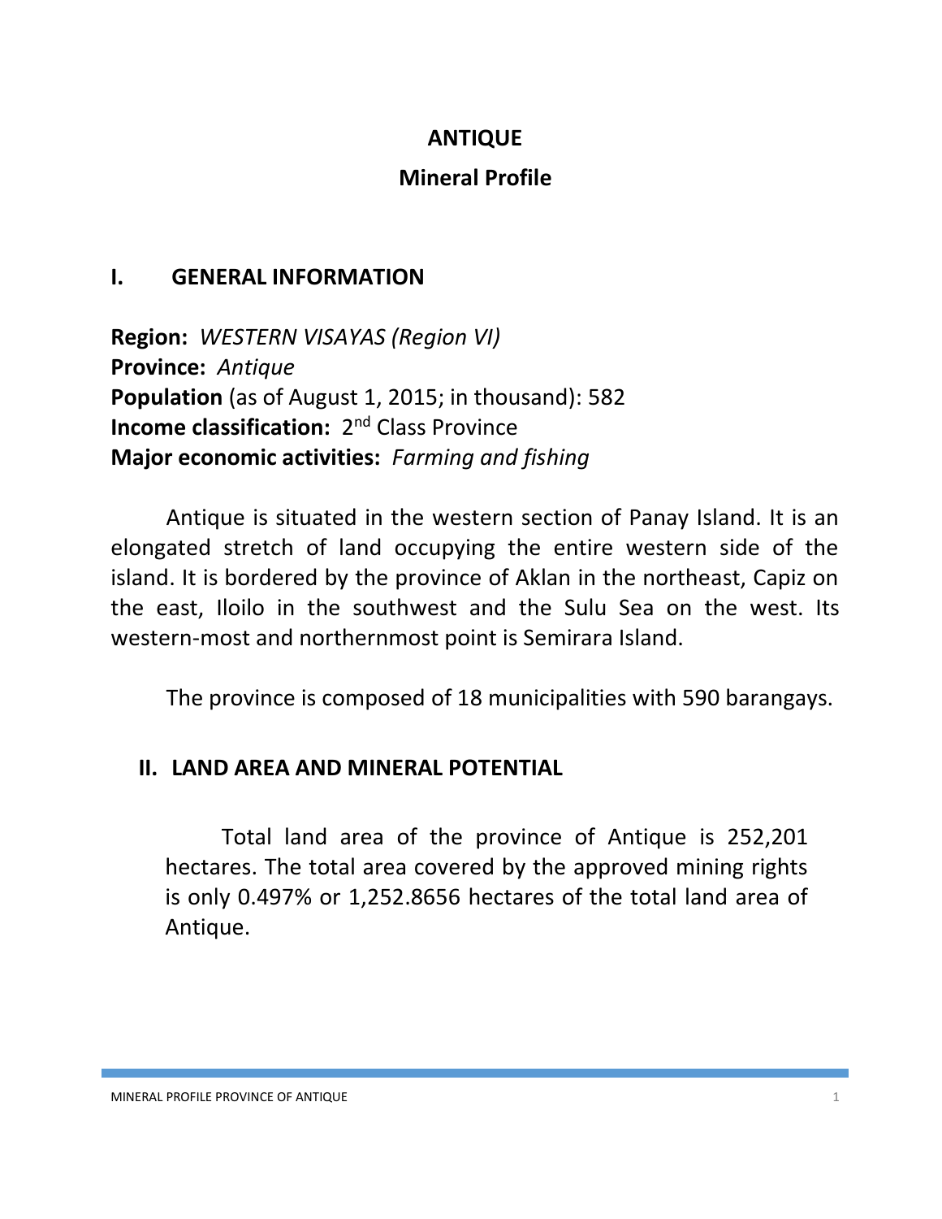# ANTIQUE

## Mineral Profile

## I. GENERAL INFORMATION

**Region:** *WESTERN VISAYAS (Region VI)*
**Province:** *Antique*
**Population** (as of August 1, 2015; in thousand): 582
**Income classification:** 2nd Class Province
**Major economic activities:** *Farming and fishing*

Antique is situated in the western section of Panay Island. It is an elongated stretch of land occupying the entire western side of the island. It is bordered by the province of Aklan in the northeast, Capiz on the east, Iloilo in the southwest and the Sulu Sea on the west. Its western-most and northernmost point is Semirara Island.

The province is composed of 18 municipalities with 590 barangays.

## II. LAND AREA AND MINERAL POTENTIAL

Total land area of the province of Antique is 252,201 hectares. The total area covered by the approved mining rights is only 0.497% or 1,252.8656 hectares of the total land area of Antique.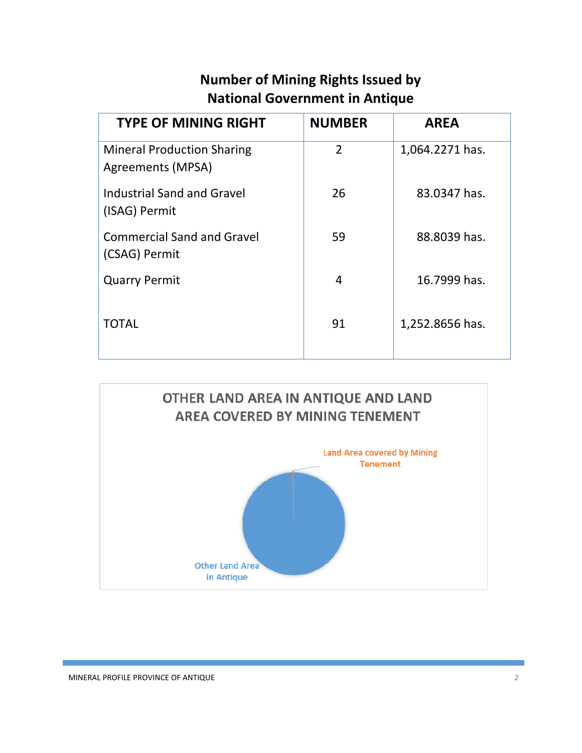## Number of Mining Rights Issued by National Government in Antique

| TYPE OF MINING RIGHT | NUMBER | AREA |
| --- | --- | --- |
| Mineral Production Sharing Agreements (MPSA) | 2 | 1,064.2271 has. |
| Industrial Sand and Gravel (ISAG) Permit | 26 | 83.0347 has. |
| Commercial Sand and Gravel (CSAG) Permit | 59 | 88.8039 has. |
| Quarry Permit | 4 | 16.7999 has. |
| TOTAL | 91 | 1,252.8656 has. |

**OTHER LAND AREA IN ANTIQUE AND LAND AREA COVERED BY MINING TENEMENT**

Land Area covered by Mining Tenement

Other Land Area in Antique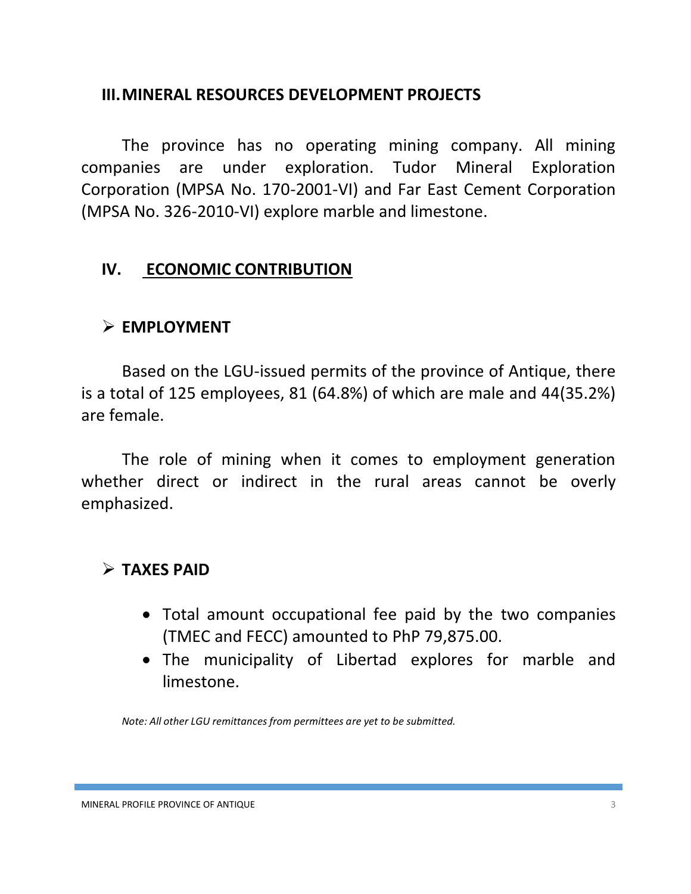## III. MINERAL RESOURCES DEVELOPMENT PROJECTS

The province has no operating mining company. All mining companies are under exploration. Tudor Mineral Exploration Corporation (MPSA No. 170-2001-VI) and Far East Cement Corporation (MPSA No. 326-2010-VI) explore marble and limestone.

## IV. ECONOMIC CONTRIBUTION

### EMPLOYMENT

Based on the LGU-issued permits of the province of Antique, there is a total of 125 employees, 81 (64.8%) of which are male and 44(35.2%) are female.

The role of mining when it comes to employment generation whether direct or indirect in the rural areas cannot be overly emphasized.

### TAXES PAID

- Total amount occupational fee paid by the two companies (TMEC and FECC) amounted to PhP 79,875.00.
- The municipality of Libertad explores for marble and limestone.

*Note: All other LGU remittances from permittees are yet to be submitted.*